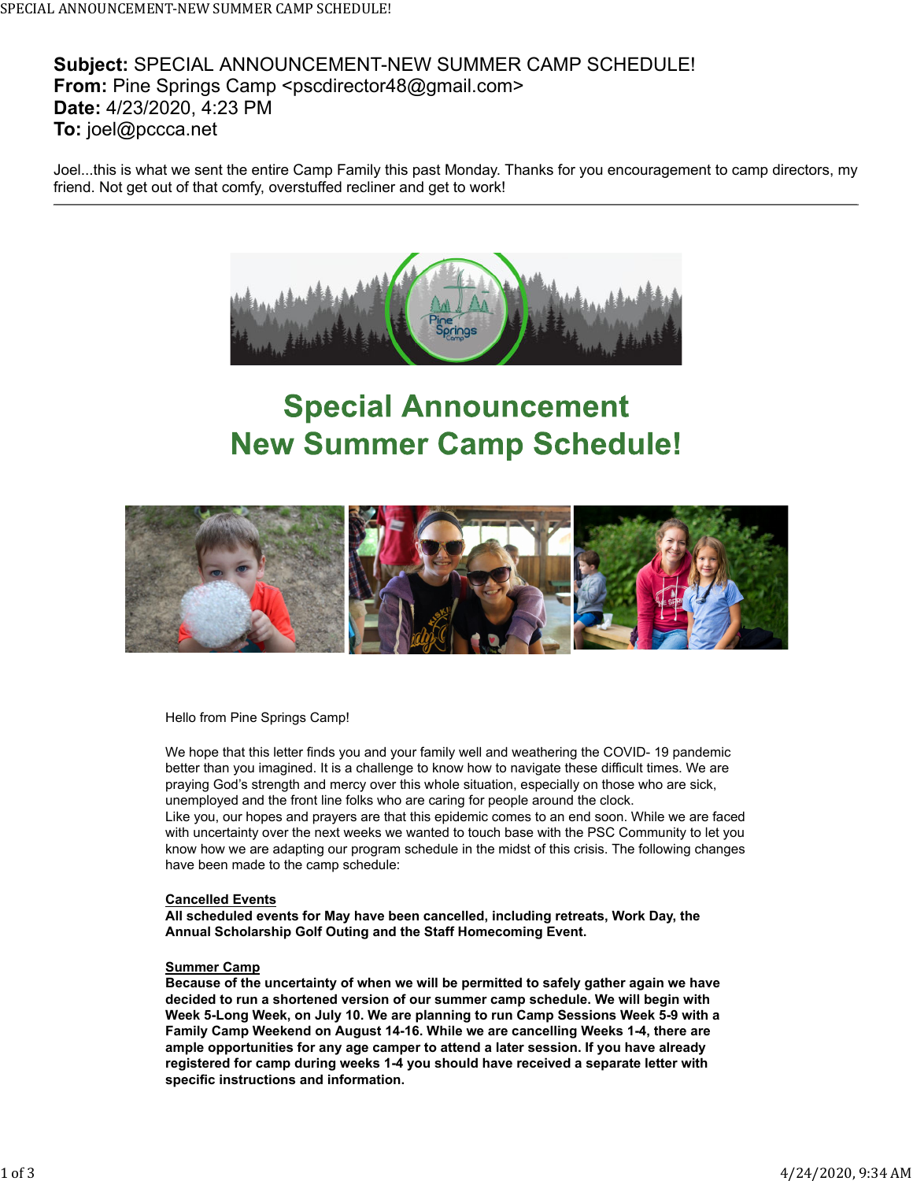**Subject:** SPECIAL ANNOUNCEMENT-NEW SUMMER CAMP SCHEDULE!
**From:** Pine Springs Camp <pscdirector48@gmail.com>
**Date:** 4/23/2020, 4:23 PM
**To:** joel@pccca.net

Joel...this is what we sent the entire Camp Family this past Monday. Thanks for you encouragement to camp directors, my friend. Not get out of that comfy, overstuffed recliner and get to work!

---

# Special Announcement
# New Summer Camp Schedule!

Hello from Pine Springs Camp!

We hope that this letter finds you and your family well and weathering the COVID- 19 pandemic better than you imagined. It is a challenge to know how to navigate these difficult times. We are praying God's strength and mercy over this whole situation, especially on those who are sick, unemployed and the front line folks who are caring for people around the clock.
Like you, our hopes and prayers are that this epidemic comes to an end soon. While we are faced with uncertainty over the next weeks we wanted to touch base with the PSC Community to let you know how we are adapting our program schedule in the midst of this crisis. The following changes have been made to the camp schedule:

**Cancelled Events**
**All scheduled events for May have been cancelled, including retreats, Work Day, the Annual Scholarship Golf Outing and the Staff Homecoming Event.**

**Summer Camp**
**Because of the uncertainty of when we will be permitted to safely gather again we have decided to run a shortened version of our summer camp schedule. We will begin with Week 5-Long Week, on July 10. We are planning to run Camp Sessions Week 5-9 with a Family Camp Weekend on August 14-16. While we are cancelling Weeks 1-4, there are ample opportunities for any age camper to attend a later session. If you have already registered for camp during weeks 1-4 you should have received a separate letter with specific instructions and information.**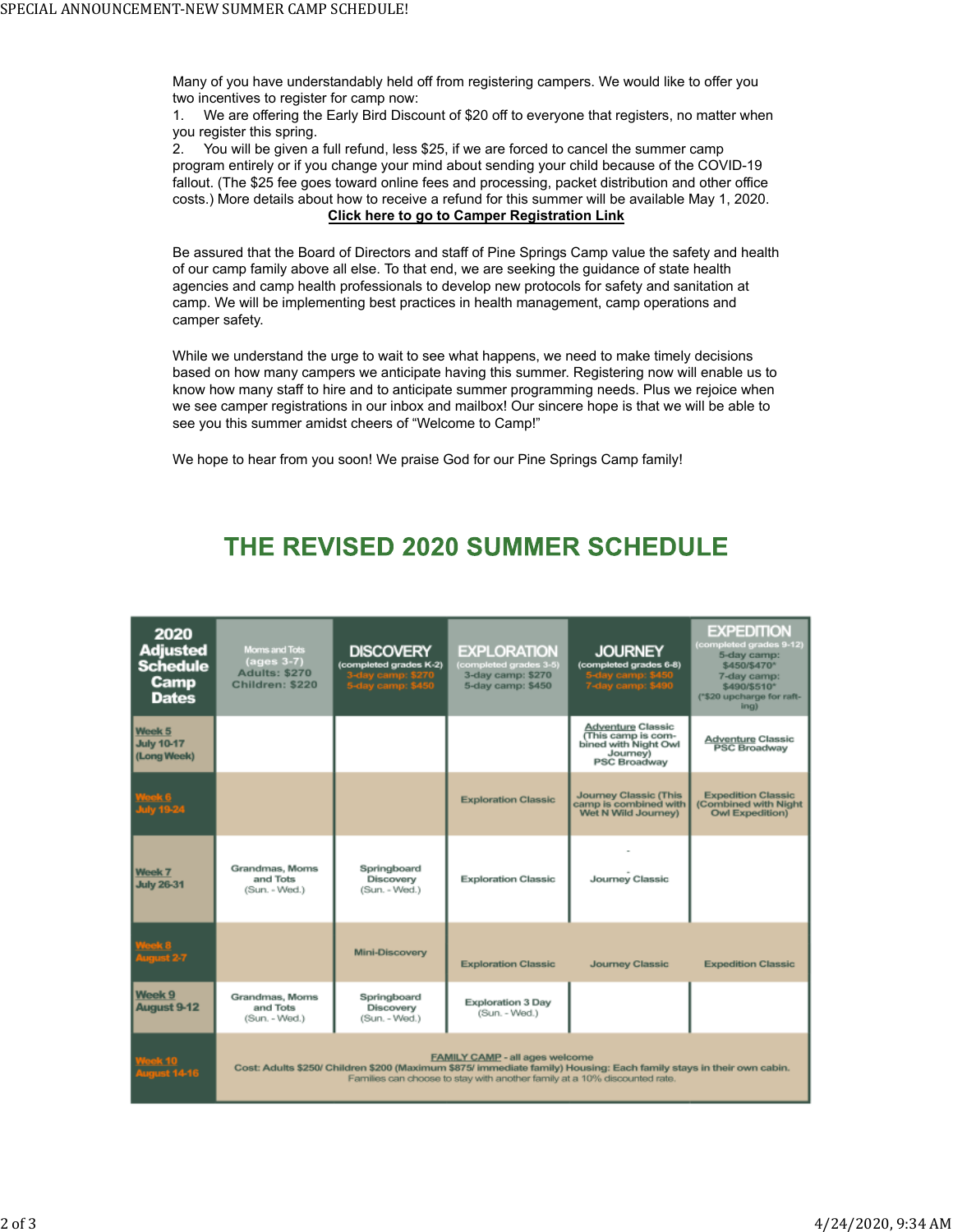Many of you have understandably held off from registering campers. We would like to offer you two incentives to register for camp now:

1. We are offering the Early Bird Discount of $20 off to everyone that registers, no matter when you register this spring.
2. You will be given a full refund, less $25, if we are forced to cancel the summer camp program entirely or if you change your mind about sending your child because of the COVID-19 fallout. (The $25 fee goes toward online fees and processing, packet distribution and other office costs.) More details about how to receive a refund for this summer will be available May 1, 2020.

**Click here to go to Camper Registration Link**

Be assured that the Board of Directors and staff of Pine Springs Camp value the safety and health of our camp family above all else. To that end, we are seeking the guidance of state health agencies and camp health professionals to develop new protocols for safety and sanitation at camp. We will be implementing best practices in health management, camp operations and camper safety.

While we understand the urge to wait to see what happens, we need to make timely decisions based on how many campers we anticipate having this summer. Registering now will enable us to know how many staff to hire and to anticipate summer programming needs. Plus we rejoice when we see camper registrations in our inbox and mailbox! Our sincere hope is that we will be able to see you this summer amidst cheers of "Welcome to Camp!"

We hope to hear from you soon! We praise God for our Pine Springs Camp family!

# THE REVISED 2020 SUMMER SCHEDULE

| 2020 Adjusted Schedule Camp Dates | Moms and Tots (ages 3-7) Adults: $270 Children: $220 | DISCOVERY (completed grades K-2) 3-day camp: $270 5-day camp: $450 | EXPLORATION (completed grades 3-5) 3-day camp: $270 5-day camp: $450 | JOURNEY (completed grades 6-8) 5-day camp: $450 7-day camp: $490 | EXPEDITION (completed grades 9-12) 5-day camp: $450/$470* 7-day camp: $490/$510* (*$20 upcharge for rafting) |
|---|---|---|---|---|---|
| Week 5 July 10-17 (Long Week) | | | | Adventure Classic (This camp is combined with Night Owl Journey) PSC Broadway | Adventure Classic PSC Broadway |
| Week 6 July 19-24 | | | Exploration Classic | Journey Classic (This camp is combined with Wet N Wild Journey) | Expedition Classic (Combined with Night Owl Expedition) |
| Week 7 July 26-31 | Grandmas, Moms and Tots (Sun. - Wed.) | Springboard Discovery (Sun. - Wed.) | Exploration Classic | Journey Classic | |
| Week 8 August 2-7 | | Mini-Discovery | Exploration Classic | Journey Classic | Expedition Classic |
| Week 9 August 9-12 | Grandmas, Moms and Tots (Sun. - Wed.) | Springboard Discovery (Sun. - Wed.) | Exploration 3 Day (Sun. - Wed.) | | |
| Week 10 August 14-16 | FAMILY CAMP - all ages welcome Cost: Adults $250/ Children $200 (Maximum $875/ immediate family) Housing: Each family stays in their own cabin. Families can choose to stay with another family at a 10% discounted rate. | | | | |